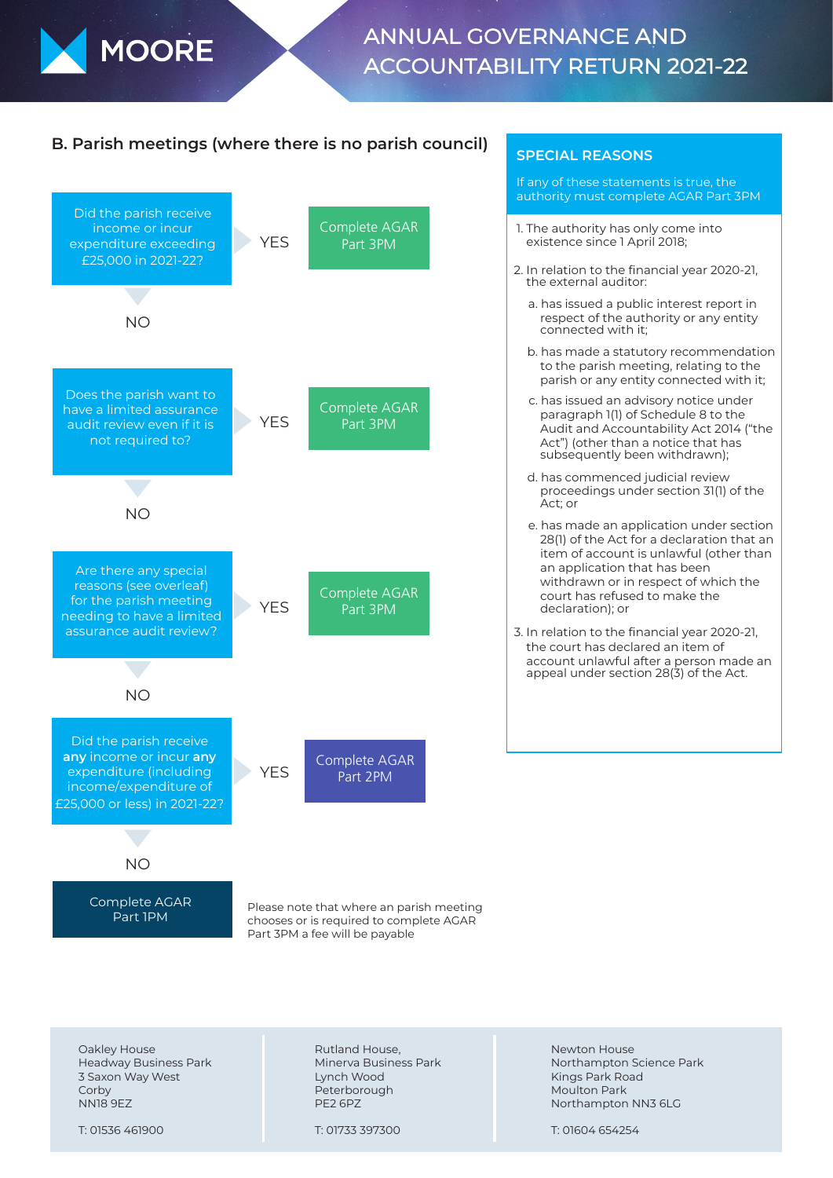# ANNUAL GOVERNANCE AND ACCOUNTABILITY RETURN 2021-22

## B. Parish meetings (where there is no parish council)

Did the parish receive income or incur expenditure exceeding £25,000 in 2021-22?

- YES → Complete AGAR Part 3PM
- NO ↓

Does the parish want to have a limited assurance audit review even if it is not required to?

- YES → Complete AGAR Part 3PM
- NO ↓

Are there any special reasons (see overleaf) for the parish meeting needing to have a limited assurance audit review?

- YES → Complete AGAR Part 3PM
- NO ↓

Did the parish receive **any** income or incur **any** expenditure (including income/expenditure of £25,000 or less) in 2021-22?

- YES → Complete AGAR Part 2PM
- NO ↓

Complete AGAR Part 1PM

Please note that where a parish meeting chooses or is required to complete AGAR Part 3PM a fee will be payable

## SPECIAL REASONS

If any of these statements is true, the authority must complete AGAR Part 3PM

1. The authority has only come into existence since 1 April 2018;
2. In relation to the financial year 2020-21, the external auditor:
   a. has issued a public interest report in respect of the authority or any entity connected with it;
   b. has made a statutory recommendation to the parish meeting, relating to the parish or any entity connected with it;
   c. has issued an advisory notice under paragraph 1(1) of Schedule 8 to the Audit and Accountability Act 2014 ("the Act") (other than a notice that has subsequently been withdrawn);
   d. has commenced judicial review proceedings under section 31(1) of the Act; or
   e. has made an application under section 28(1) of the Act for a declaration that an item of account is unlawful (other than an application that has been withdrawn or in respect of which the court has refused to make the declaration); or
3. In relation to the financial year 2020-21, the court has declared an item of account unlawful after a person made an appeal under section 28(3) of the Act.

Oakley House
Headway Business Park
3 Saxon Way West
Corby
NN18 9EZ

T: 01536 461900

Rutland House,
Minerva Business Park
Lynch Wood
Peterborough
PE2 6PZ

T: 01733 397300

Newton House
Northampton Science Park
Kings Park Road
Moulton Park
Northampton NN3 6LG

T: 01604 654254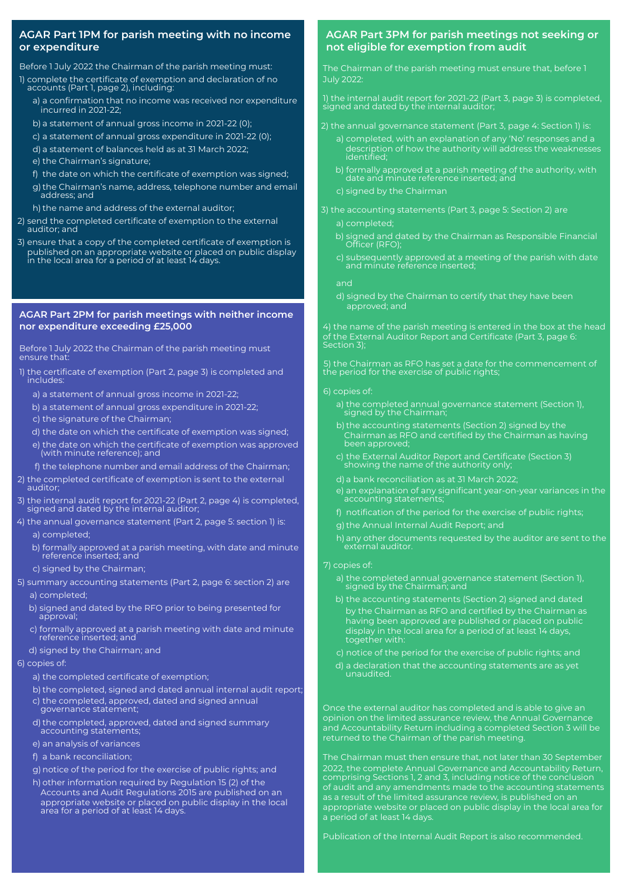## AGAR Part 1PM for parish meeting with no income or expenditure

Before 1 July 2022 the Chairman of the parish meeting must:

1) complete the certificate of exemption and declaration of no accounts (Part 1, page 2), including:
   a) a confirmation that no income was received nor expenditure incurred in 2021-22;
   b) a statement of annual gross income in 2021-22 (0);
   c) a statement of annual gross expenditure in 2021-22 (0);
   d) a statement of balances held as at 31 March 2022;
   e) the Chairman's signature;
   f) the date on which the certificate of exemption was signed;
   g) the Chairman's name, address, telephone number and email address; and
   h) the name and address of the external auditor;
2) send the completed certificate of exemption to the external auditor; and
3) ensure that a copy of the completed certificate of exemption is published on an appropriate website or placed on public display in the local area for a period of at least 14 days.

## AGAR Part 2PM for parish meetings with neither income nor expenditure exceeding £25,000

Before 1 July 2022 the Chairman of the parish meeting must ensure that:

1) the certificate of exemption (Part 2, page 3) is completed and includes:
   a) a statement of annual gross income in 2021-22;
   b) a statement of annual gross expenditure in 2021-22;
   c) the signature of the Chairman;
   d) the date on which the certificate of exemption was signed;
   e) the date on which the certificate of exemption was approved (with minute reference); and
   f) the telephone number and email address of the Chairman;
2) the completed certificate of exemption is sent to the external auditor;
3) the internal audit report for 2021-22 (Part 2, page 4) is completed, signed and dated by the internal auditor;
4) the annual governance statement (Part 2, page 5: section 1) is:
   a) completed;
   b) formally approved at a parish meeting, with date and minute reference inserted; and
   c) signed by the Chairman;
5) summary accounting statements (Part 2, page 6: section 2) are
   a) completed;
   b) signed and dated by the RFO prior to being presented for approval;
   c) formally approved at a parish meeting with date and minute reference inserted; and
   d) signed by the Chairman; and
6) copies of:
   a) the completed certificate of exemption;
   b) the completed, signed and dated annual internal audit report;
   c) the completed, approved, dated and signed annual governance statement;
   d) the completed, approved, dated and signed summary accounting statements;
   e) an analysis of variances
   f) a bank reconciliation;
   g) notice of the period for the exercise of public rights; and
   h) other information required by Regulation 15 (2) of the Accounts and Audit Regulations 2015 are published on an appropriate website or placed on public display in the local area for a period of at least 14 days.

## AGAR Part 3PM for parish meetings not seeking or not eligible for exemption from audit

The Chairman of the parish meeting must ensure that, before 1 July 2022:

1) the internal audit report for 2021-22 (Part 3, page 3) is completed, signed and dated by the internal auditor;

2) the annual governance statement (Part 3, page 4: Section 1) is:
   a) completed, with an explanation of any 'No' responses and a description of how the authority will address the weaknesses identified;
   b) formally approved at a parish meeting of the authority, with date and minute reference inserted; and
   c) signed by the Chairman

3) the accounting statements (Part 3, page 5: Section 2) are
   a) completed;
   b) signed and dated by the Chairman as Responsible Financial Officer (RFO);
   c) subsequently approved at a meeting of the parish with date and minute reference inserted;

   and

   d) signed by the Chairman to certify that they have been approved; and

4) the name of the parish meeting is entered in the box at the head of the External Auditor Report and Certificate (Part 3, page 6: Section 3);

5) the Chairman as RFO has set a date for the commencement of the period for the exercise of public rights;

6) copies of:
   a) the completed annual governance statement (Section 1), signed by the Chairman;
   b) the accounting statements (Section 2) signed by the Chairman as RFO and certified by the Chairman as having been approved;
   c) the External Auditor Report and Certificate (Section 3) showing the name of the authority only;
   d) a bank reconciliation as at 31 March 2022;
   e) an explanation of any significant year-on-year variances in the accounting statements;
   f) notification of the period for the exercise of public rights;
   g) the Annual Internal Audit Report; and
   h) any other documents requested by the auditor are sent to the external auditor.

7) copies of:
   a) the completed annual governance statement (Section 1), signed by the Chairman; and
   b) the accounting statements (Section 2) signed and dated by the Chairman as RFO and certified by the Chairman as having been approved are published or placed on public display in the local area for a period of at least 14 days, together with:
   c) notice of the period for the exercise of public rights; and
   d) a declaration that the accounting statements are as yet unaudited.

Once the external auditor has completed and is able to give an opinion on the limited assurance review, the Annual Governance and Accountability Return including a completed Section 3 will be returned to the Chairman of the parish meeting.

The Chairman must then ensure that, not later than 30 September 2022, the complete Annual Governance and Accountability Return, comprising Sections 1, 2 and 3, including notice of the conclusion of audit and any amendments made to the accounting statements as a result of the limited assurance review, is published on an appropriate website or placed on public display in the local area for a period of at least 14 days.

Publication of the Internal Audit Report is also recommended.